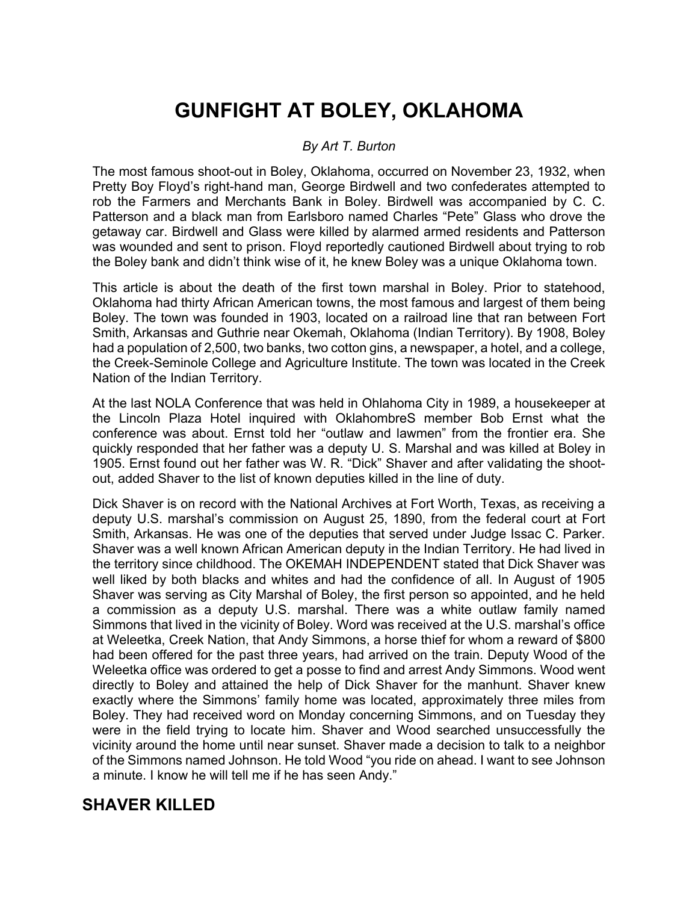# GUNFIGHT AT BOLEY, OKLAHOMA

*By Art T. Burton*

The most famous shoot-out in Boley, Oklahoma, occurred on November 23, 1932, when Pretty Boy Floyd's right-hand man, George Birdwell and two confederates attempted to rob the Farmers and Merchants Bank in Boley. Birdwell was accompanied by C. C. Patterson and a black man from Earlsboro named Charles "Pete" Glass who drove the getaway car. Birdwell and Glass were killed by alarmed armed residents and Patterson was wounded and sent to prison. Floyd reportedly cautioned Birdwell about trying to rob the Boley bank and didn't think wise of it, he knew Boley was a unique Oklahoma town.

This article is about the death of the first town marshal in Boley. Prior to statehood, Oklahoma had thirty African American towns, the most famous and largest of them being Boley. The town was founded in 1903, located on a railroad line that ran between Fort Smith, Arkansas and Guthrie near Okemah, Oklahoma (Indian Territory). By 1908, Boley had a population of 2,500, two banks, two cotton gins, a newspaper, a hotel, and a college, the Creek-Seminole College and Agriculture Institute. The town was located in the Creek Nation of the Indian Territory.

At the last NOLA Conference that was held in Ohlahoma City in 1989, a housekeeper at the Lincoln Plaza Hotel inquired with OklahombreS member Bob Ernst what the conference was about. Ernst told her "outlaw and lawmen" from the frontier era. She quickly responded that her father was a deputy U. S. Marshal and was killed at Boley in 1905. Ernst found out her father was W. R. "Dick" Shaver and after validating the shoot-out, added Shaver to the list of known deputies killed in the line of duty.

Dick Shaver is on record with the National Archives at Fort Worth, Texas, as receiving a deputy U.S. marshal's commission on August 25, 1890, from the federal court at Fort Smith, Arkansas. He was one of the deputies that served under Judge Issac C. Parker. Shaver was a well known African American deputy in the Indian Territory. He had lived in the territory since childhood. The OKEMAH INDEPENDENT stated that Dick Shaver was well liked by both blacks and whites and had the confidence of all. In August of 1905 Shaver was serving as City Marshal of Boley, the first person so appointed, and he held a commission as a deputy U.S. marshal. There was a white outlaw family named Simmons that lived in the vicinity of Boley. Word was received at the U.S. marshal's office at Weleetka, Creek Nation, that Andy Simmons, a horse thief for whom a reward of $800 had been offered for the past three years, had arrived on the train. Deputy Wood of the Weleetka office was ordered to get a posse to find and arrest Andy Simmons. Wood went directly to Boley and attained the help of Dick Shaver for the manhunt. Shaver knew exactly where the Simmons' family home was located, approximately three miles from Boley. They had received word on Monday concerning Simmons, and on Tuesday they were in the field trying to locate him. Shaver and Wood searched unsuccessfully the vicinity around the home until near sunset. Shaver made a decision to talk to a neighbor of the Simmons named Johnson. He told Wood "you ride on ahead. I want to see Johnson a minute. I know he will tell me if he has seen Andy."

## SHAVER KILLED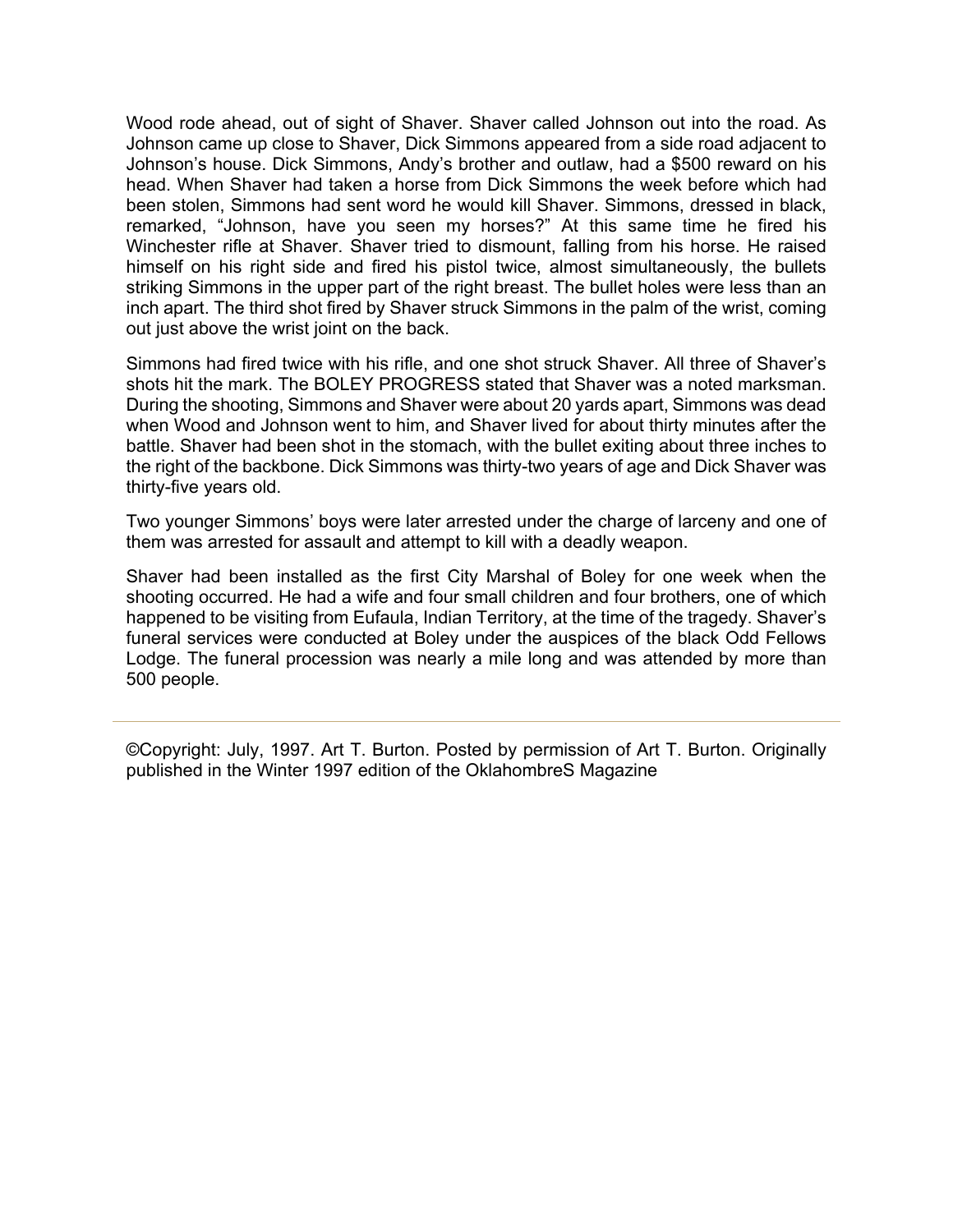Wood rode ahead, out of sight of Shaver. Shaver called Johnson out into the road. As Johnson came up close to Shaver, Dick Simmons appeared from a side road adjacent to Johnson's house. Dick Simmons, Andy's brother and outlaw, had a $500 reward on his head. When Shaver had taken a horse from Dick Simmons the week before which had been stolen, Simmons had sent word he would kill Shaver. Simmons, dressed in black, remarked, "Johnson, have you seen my horses?" At this same time he fired his Winchester rifle at Shaver. Shaver tried to dismount, falling from his horse. He raised himself on his right side and fired his pistol twice, almost simultaneously, the bullets striking Simmons in the upper part of the right breast. The bullet holes were less than an inch apart. The third shot fired by Shaver struck Simmons in the palm of the wrist, coming out just above the wrist joint on the back.

Simmons had fired twice with his rifle, and one shot struck Shaver. All three of Shaver's shots hit the mark. The BOLEY PROGRESS stated that Shaver was a noted marksman. During the shooting, Simmons and Shaver were about 20 yards apart, Simmons was dead when Wood and Johnson went to him, and Shaver lived for about thirty minutes after the battle. Shaver had been shot in the stomach, with the bullet exiting about three inches to the right of the backbone. Dick Simmons was thirty-two years of age and Dick Shaver was thirty-five years old.

Two younger Simmons' boys were later arrested under the charge of larceny and one of them was arrested for assault and attempt to kill with a deadly weapon.

Shaver had been installed as the first City Marshal of Boley for one week when the shooting occurred. He had a wife and four small children and four brothers, one of which happened to be visiting from Eufaula, Indian Territory, at the time of the tragedy. Shaver's funeral services were conducted at Boley under the auspices of the black Odd Fellows Lodge. The funeral procession was nearly a mile long and was attended by more than 500 people.

---

©Copyright: July, 1997. Art T. Burton. Posted by permission of Art T. Burton. Originally published in the Winter 1997 edition of the OklahombreS Magazine